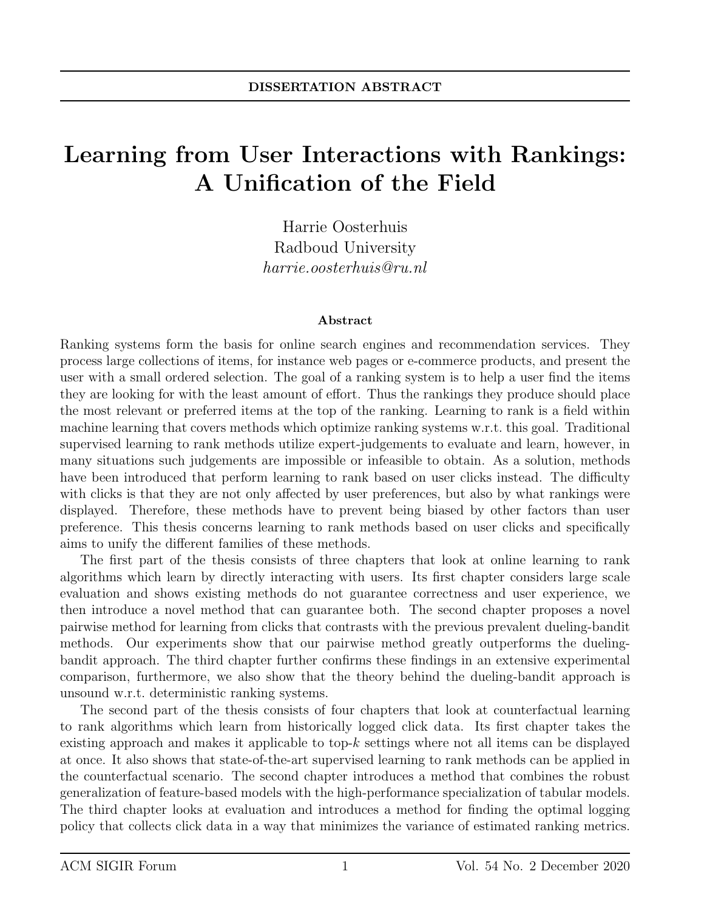**DISSERTATION ABSTRACT**

# Learning from User Interactions with Rankings: A Unification of the Field

Harrie Oosterhuis
Radboud University
*harrie.oosterhuis@ru.nl*

### Abstract

Ranking systems form the basis for online search engines and recommendation services. They process large collections of items, for instance web pages or e-commerce products, and present the user with a small ordered selection. The goal of a ranking system is to help a user find the items they are looking for with the least amount of effort. Thus the rankings they produce should place the most relevant or preferred items at the top of the ranking. Learning to rank is a field within machine learning that covers methods which optimize ranking systems w.r.t. this goal. Traditional supervised learning to rank methods utilize expert-judgements to evaluate and learn, however, in many situations such judgements are impossible or infeasible to obtain. As a solution, methods have been introduced that perform learning to rank based on user clicks instead. The difficulty with clicks is that they are not only affected by user preferences, but also by what rankings were displayed. Therefore, these methods have to prevent being biased by other factors than user preference. This thesis concerns learning to rank methods based on user clicks and specifically aims to unify the different families of these methods.

The first part of the thesis consists of three chapters that look at online learning to rank algorithms which learn by directly interacting with users. Its first chapter considers large scale evaluation and shows existing methods do not guarantee correctness and user experience, we then introduce a novel method that can guarantee both. The second chapter proposes a novel pairwise method for learning from clicks that contrasts with the previous prevalent dueling-bandit methods. Our experiments show that our pairwise method greatly outperforms the dueling-bandit approach. The third chapter further confirms these findings in an extensive experimental comparison, furthermore, we also show that the theory behind the dueling-bandit approach is unsound w.r.t. deterministic ranking systems.

The second part of the thesis consists of four chapters that look at counterfactual learning to rank algorithms which learn from historically logged click data. Its first chapter takes the existing approach and makes it applicable to top-$k$ settings where not all items can be displayed at once. It also shows that state-of-the-art supervised learning to rank methods can be applied in the counterfactual scenario. The second chapter introduces a method that combines the robust generalization of feature-based models with the high-performance specialization of tabular models. The third chapter looks at evaluation and introduces a method for finding the optimal logging policy that collects click data in a way that minimizes the variance of estimated ranking metrics.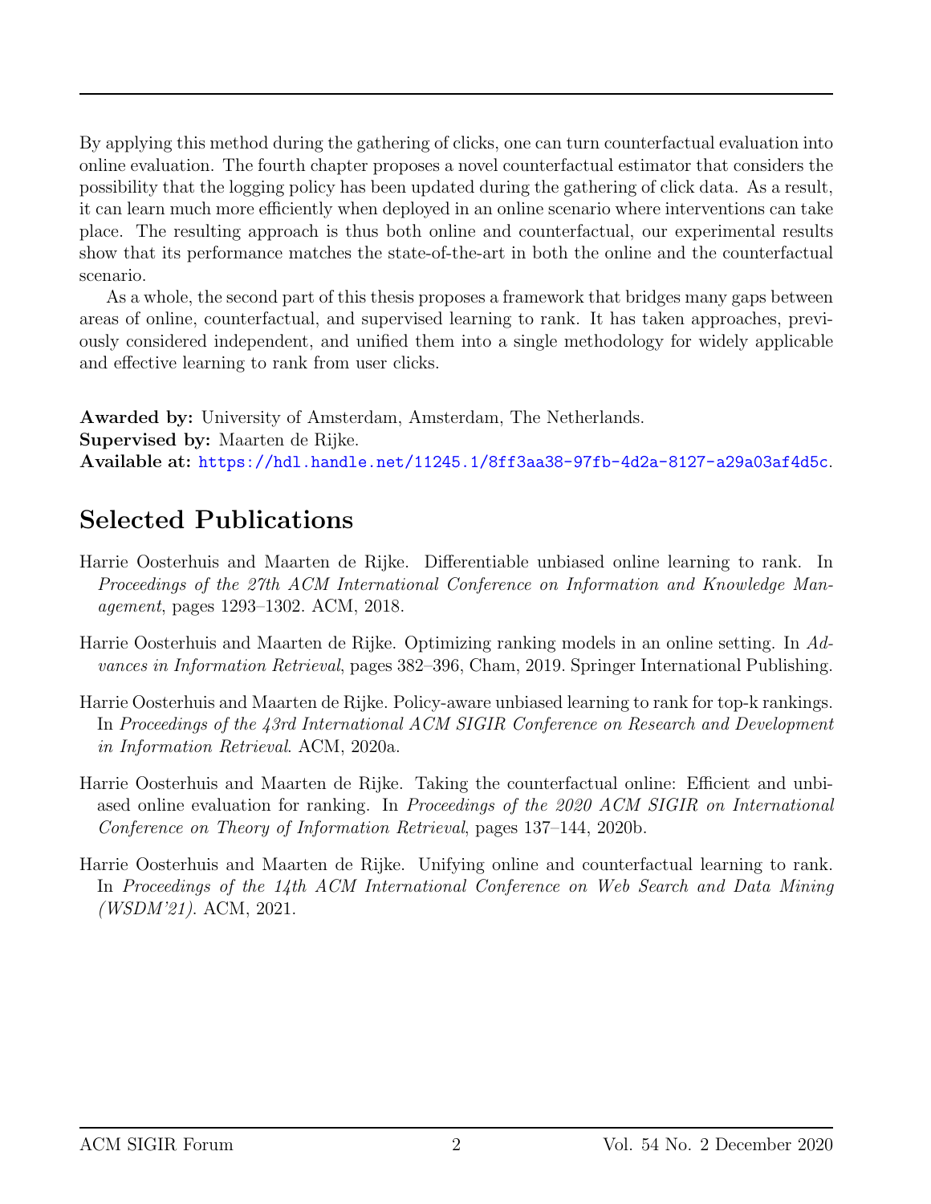By applying this method during the gathering of clicks, one can turn counterfactual evaluation into online evaluation. The fourth chapter proposes a novel counterfactual estimator that considers the possibility that the logging policy has been updated during the gathering of click data. As a result, it can learn much more efficiently when deployed in an online scenario where interventions can take place. The resulting approach is thus both online and counterfactual, our experimental results show that its performance matches the state-of-the-art in both the online and the counterfactual scenario.

As a whole, the second part of this thesis proposes a framework that bridges many gaps between areas of online, counterfactual, and supervised learning to rank. It has taken approaches, previously considered independent, and unified them into a single methodology for widely applicable and effective learning to rank from user clicks.

**Awarded by:** University of Amsterdam, Amsterdam, The Netherlands.
**Supervised by:** Maarten de Rijke.
**Available at:** https://hdl.handle.net/11245.1/8ff3aa38-97fb-4d2a-8127-a29a03af4d5c.

## Selected Publications

Harrie Oosterhuis and Maarten de Rijke. Differentiable unbiased online learning to rank. In *Proceedings of the 27th ACM International Conference on Information and Knowledge Management*, pages 1293–1302. ACM, 2018.

Harrie Oosterhuis and Maarten de Rijke. Optimizing ranking models in an online setting. In *Advances in Information Retrieval*, pages 382–396, Cham, 2019. Springer International Publishing.

Harrie Oosterhuis and Maarten de Rijke. Policy-aware unbiased learning to rank for top-k rankings. In *Proceedings of the 43rd International ACM SIGIR Conference on Research and Development in Information Retrieval*. ACM, 2020a.

Harrie Oosterhuis and Maarten de Rijke. Taking the counterfactual online: Efficient and unbiased online evaluation for ranking. In *Proceedings of the 2020 ACM SIGIR on International Conference on Theory of Information Retrieval*, pages 137–144, 2020b.

Harrie Oosterhuis and Maarten de Rijke. Unifying online and counterfactual learning to rank. In *Proceedings of the 14th ACM International Conference on Web Search and Data Mining (WSDM'21)*. ACM, 2021.